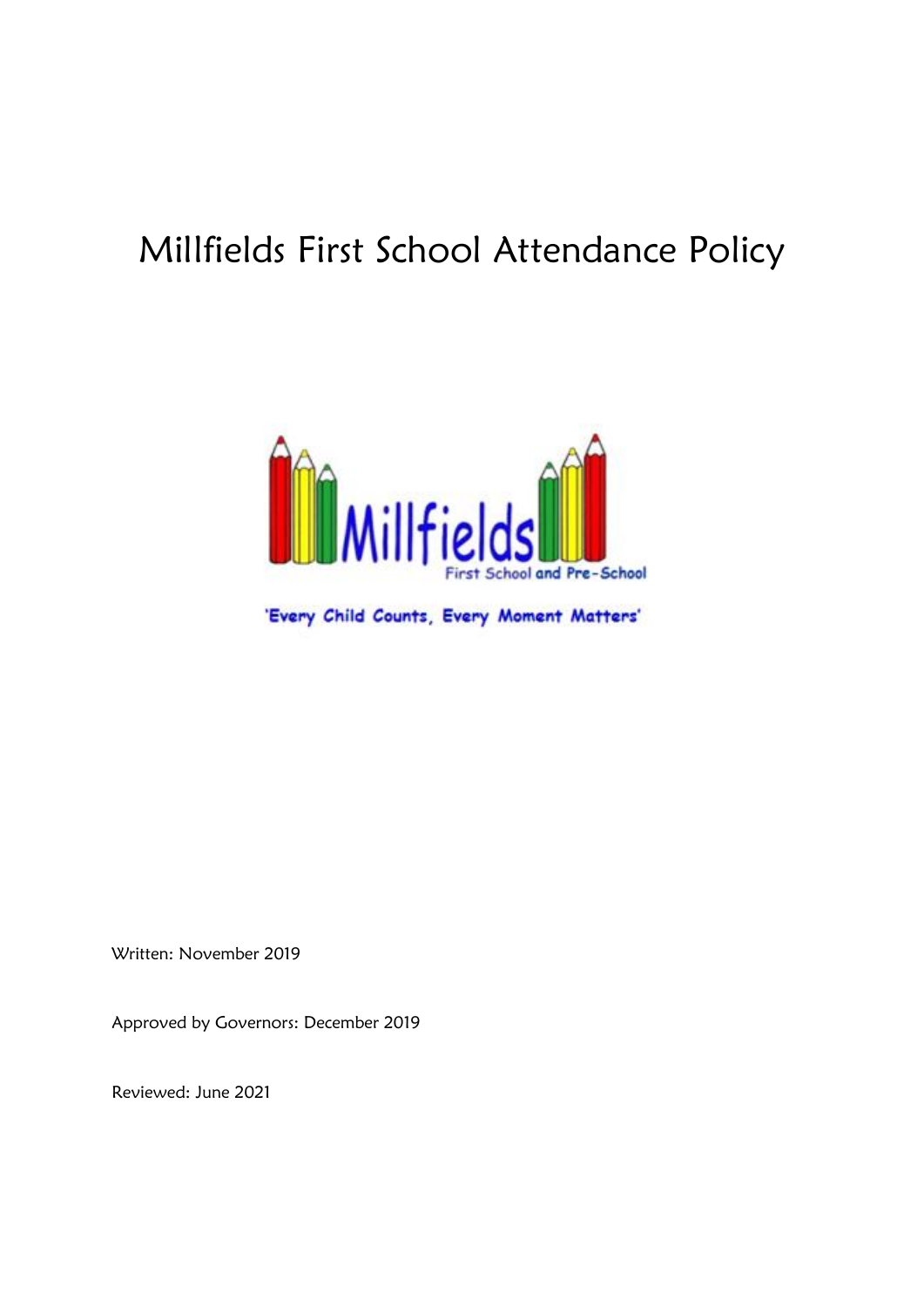# Millfields First School Attendance Policy

Millfields First School and Pre-School

'Every Child Counts, Every Moment Matters'

Written: November 2019

Approved by Governors: December 2019

Reviewed: June 2021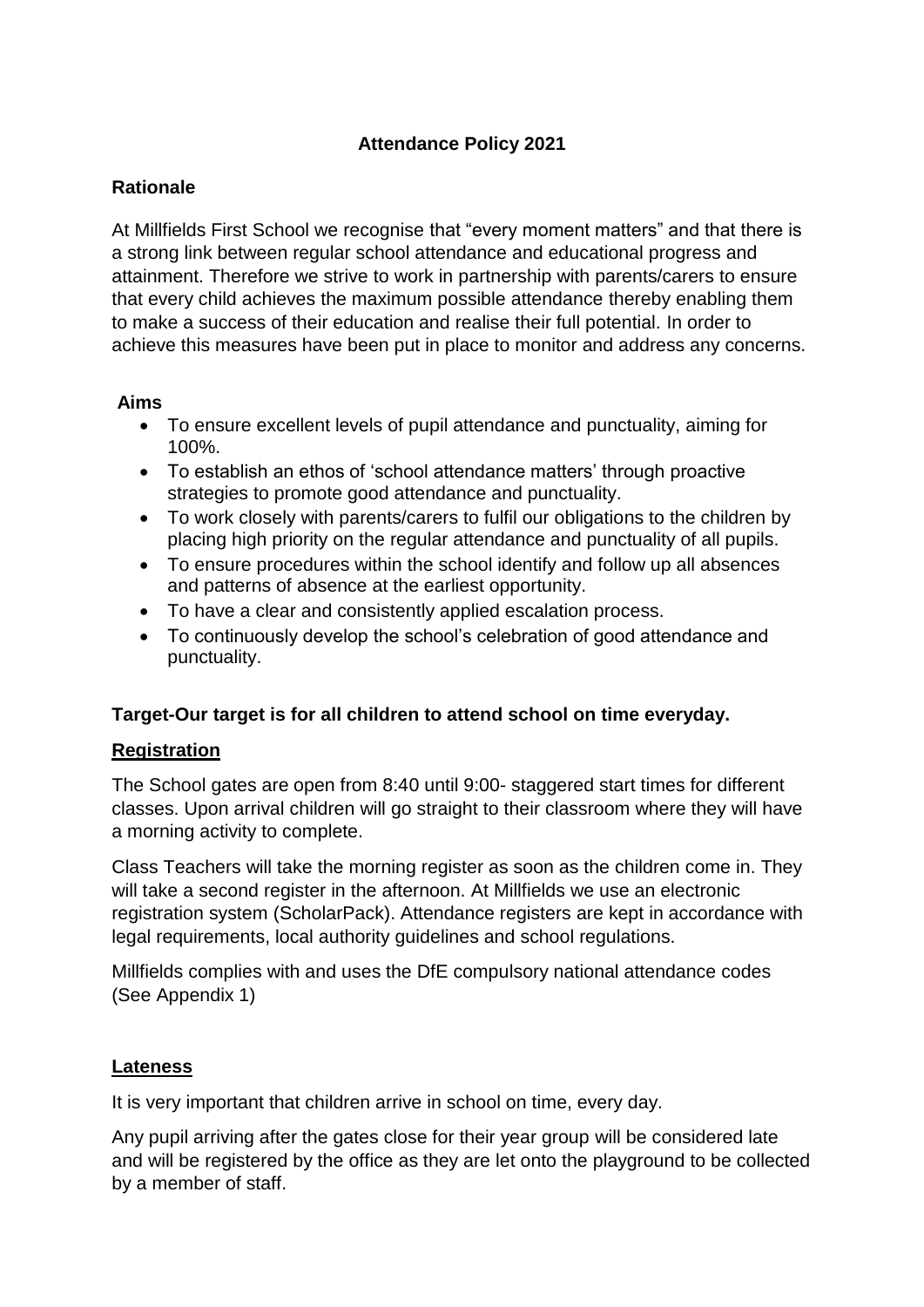# Attendance Policy 2021

## Rationale

At Millfields First School we recognise that "every moment matters" and that there is a strong link between regular school attendance and educational progress and attainment. Therefore we strive to work in partnership with parents/carers to ensure that every child achieves the maximum possible attendance thereby enabling them to make a success of their education and realise their full potential. In order to achieve this measures have been put in place to monitor and address any concerns.

## Aims

- To ensure excellent levels of pupil attendance and punctuality, aiming for 100%.
- To establish an ethos of 'school attendance matters' through proactive strategies to promote good attendance and punctuality.
- To work closely with parents/carers to fulfil our obligations to the children by placing high priority on the regular attendance and punctuality of all pupils.
- To ensure procedures within the school identify and follow up all absences and patterns of absence at the earliest opportunity.
- To have a clear and consistently applied escalation process.
- To continuously develop the school's celebration of good attendance and punctuality.

**Target-Our target is for all children to attend school on time everyday.**

## Registration

The School gates are open from 8:40 until 9:00- staggered start times for different classes. Upon arrival children will go straight to their classroom where they will have a morning activity to complete.

Class Teachers will take the morning register as soon as the children come in. They will take a second register in the afternoon. At Millfields we use an electronic registration system (ScholarPack). Attendance registers are kept in accordance with legal requirements, local authority guidelines and school regulations.

Millfields complies with and uses the DfE compulsory national attendance codes (See Appendix 1)

## Lateness

It is very important that children arrive in school on time, every day.

Any pupil arriving after the gates close for their year group will be considered late and will be registered by the office as they are let onto the playground to be collected by a member of staff.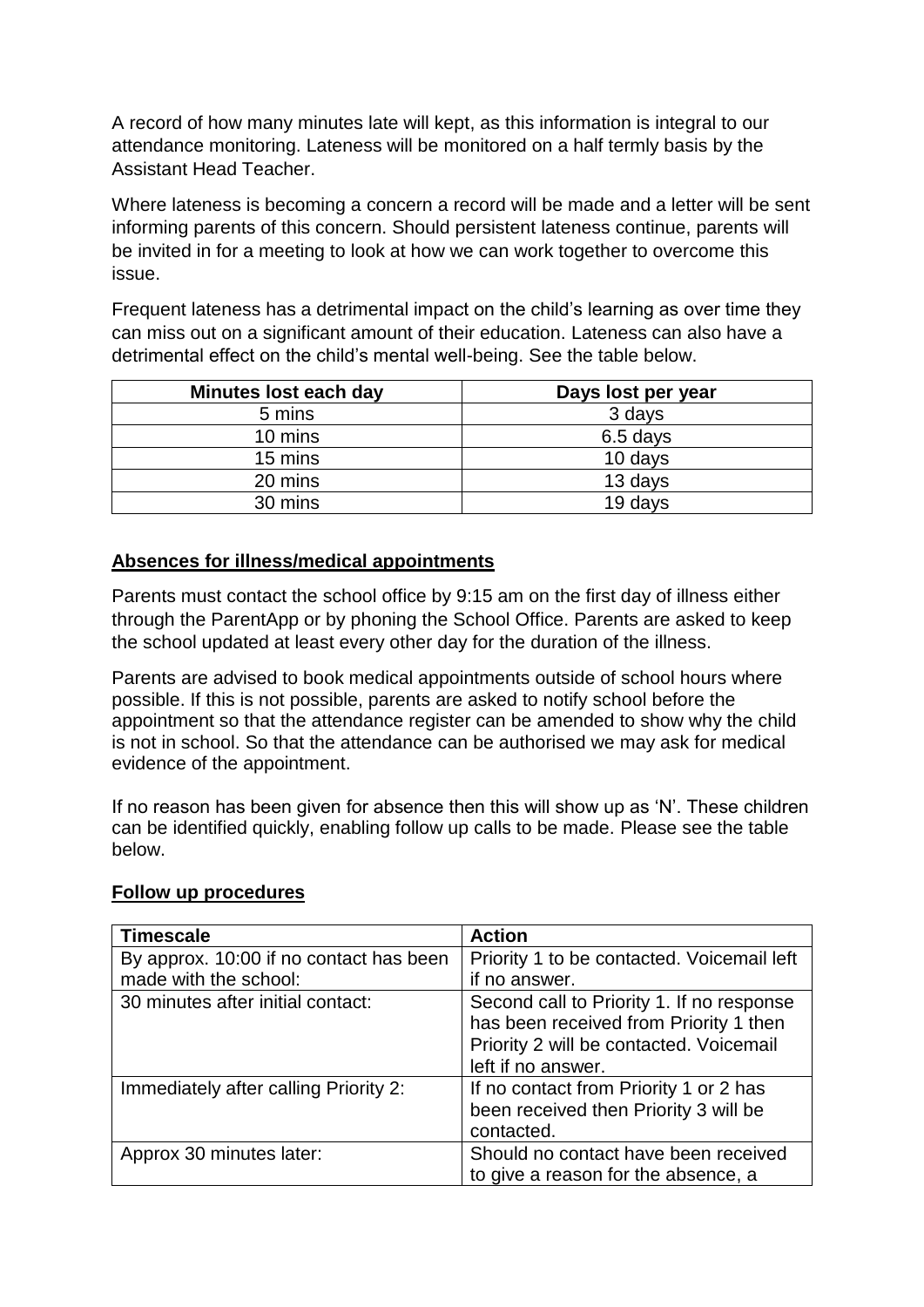A record of how many minutes late will kept, as this information is integral to our attendance monitoring. Lateness will be monitored on a half termly basis by the Assistant Head Teacher.

Where lateness is becoming a concern a record will be made and a letter will be sent informing parents of this concern. Should persistent lateness continue, parents will be invited in for a meeting to look at how we can work together to overcome this issue.

Frequent lateness has a detrimental impact on the child's learning as over time they can miss out on a significant amount of their education. Lateness can also have a detrimental effect on the child's mental well-being. See the table below.

| Minutes lost each day | Days lost per year |
|---|---|
| 5 mins | 3 days |
| 10 mins | 6.5 days |
| 15 mins | 10 days |
| 20 mins | 13 days |
| 30 mins | 19 days |

**Absences for illness/medical appointments**

Parents must contact the school office by 9:15 am on the first day of illness either through the ParentApp or by phoning the School Office. Parents are asked to keep the school updated at least every other day for the duration of the illness.

Parents are advised to book medical appointments outside of school hours where possible. If this is not possible, parents are asked to notify school before the appointment so that the attendance register can be amended to show why the child is not in school. So that the attendance can be authorised we may ask for medical evidence of the appointment.

If no reason has been given for absence then this will show up as 'N'. These children can be identified quickly, enabling follow up calls to be made. Please see the table below.

**Follow up procedures**

| Timescale | Action |
|---|---|
| By approx. 10:00 if no contact has been made with the school: | Priority 1 to be contacted. Voicemail left if no answer. |
| 30 minutes after initial contact: | Second call to Priority 1. If no response has been received from Priority 1 then Priority 2 will be contacted. Voicemail left if no answer. |
| Immediately after calling Priority 2: | If no contact from Priority 1 or 2 has been received then Priority 3 will be contacted. |
| Approx 30 minutes later: | Should no contact have been received to give a reason for the absence, a |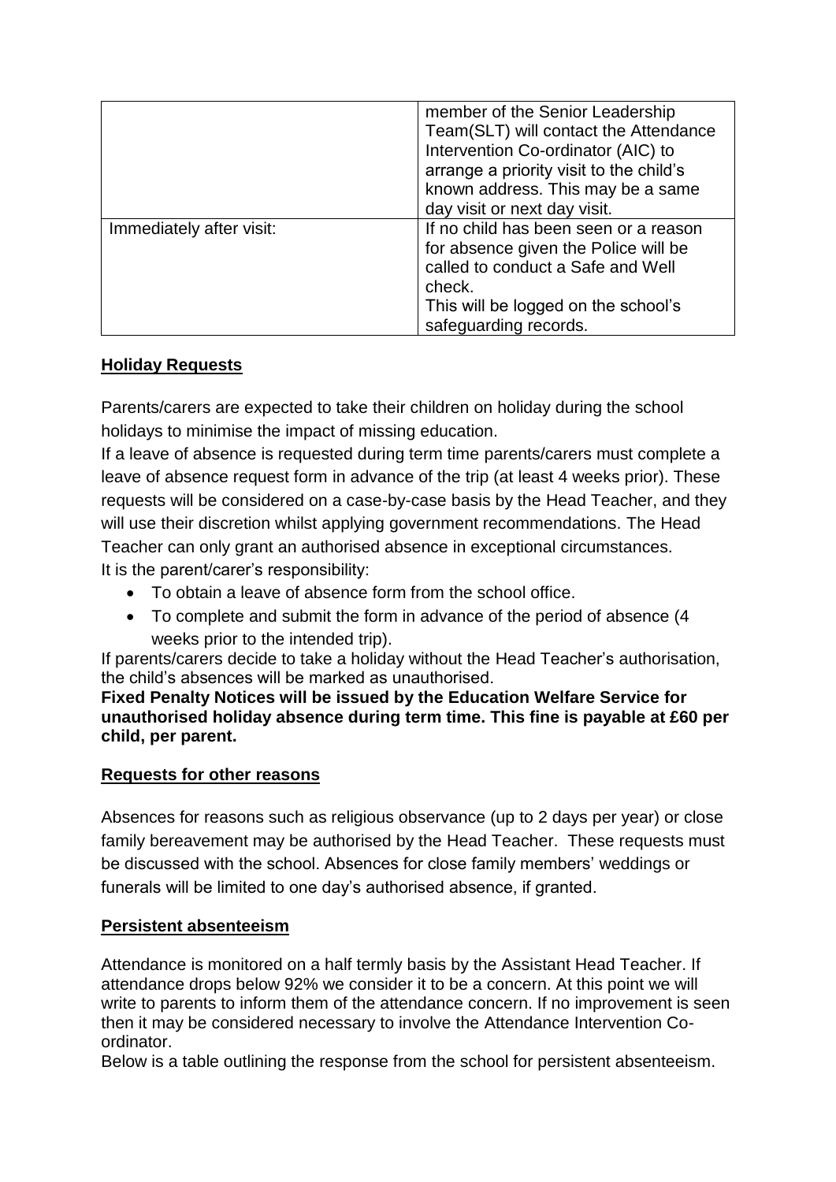| | |
|---|---|
| | member of the Senior Leadership Team(SLT) will contact the Attendance Intervention Co-ordinator (AIC) to arrange a priority visit to the child's known address. This may be a same day visit or next day visit. |
| Immediately after visit: | If no child has been seen or a reason for absence given the Police will be called to conduct a Safe and Well check.<br>This will be logged on the school's safeguarding records. |

## Holiday Requests

Parents/carers are expected to take their children on holiday during the school holidays to minimise the impact of missing education.

If a leave of absence is requested during term time parents/carers must complete a leave of absence request form in advance of the trip (at least 4 weeks prior). These requests will be considered on a case-by-case basis by the Head Teacher, and they will use their discretion whilst applying government recommendations. The Head Teacher can only grant an authorised absence in exceptional circumstances.

It is the parent/carer's responsibility:

- To obtain a leave of absence form from the school office.
- To complete and submit the form in advance of the period of absence (4 weeks prior to the intended trip).

If parents/carers decide to take a holiday without the Head Teacher's authorisation, the child's absences will be marked as unauthorised.

**Fixed Penalty Notices will be issued by the Education Welfare Service for unauthorised holiday absence during term time. This fine is payable at £60 per child, per parent.**

## Requests for other reasons

Absences for reasons such as religious observance (up to 2 days per year) or close family bereavement may be authorised by the Head Teacher. These requests must be discussed with the school. Absences for close family members' weddings or funerals will be limited to one day's authorised absence, if granted.

## Persistent absenteeism

Attendance is monitored on a half termly basis by the Assistant Head Teacher. If attendance drops below 92% we consider it to be a concern. At this point we will write to parents to inform them of the attendance concern. If no improvement is seen then it may be considered necessary to involve the Attendance Intervention Co-ordinator.

Below is a table outlining the response from the school for persistent absenteeism.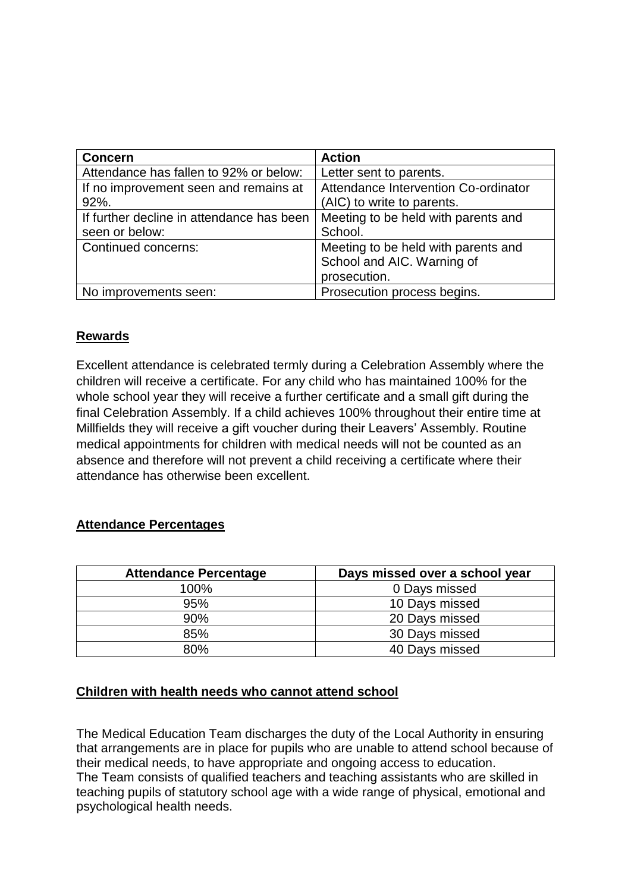| Concern | Action |
| --- | --- |
| Attendance has fallen to 92% or below: | Letter sent to parents. |
| If no improvement seen and remains at 92%. | Attendance Intervention Co-ordinator (AIC) to write to parents. |
| If further decline in attendance has been seen or below: | Meeting to be held with parents and School. |
| Continued concerns: | Meeting to be held with parents and School and AIC. Warning of prosecution. |
| No improvements seen: | Prosecution process begins. |

## Rewards

Excellent attendance is celebrated termly during a Celebration Assembly where the children will receive a certificate. For any child who has maintained 100% for the whole school year they will receive a further certificate and a small gift during the final Celebration Assembly. If a child achieves 100% throughout their entire time at Millfields they will receive a gift voucher during their Leavers' Assembly. Routine medical appointments for children with medical needs will not be counted as an absence and therefore will not prevent a child receiving a certificate where their attendance has otherwise been excellent.

## Attendance Percentages

| Attendance Percentage | Days missed over a school year |
| --- | --- |
| 100% | 0 Days missed |
| 95% | 10 Days missed |
| 90% | 20 Days missed |
| 85% | 30 Days missed |
| 80% | 40 Days missed |

## Children with health needs who cannot attend school

The Medical Education Team discharges the duty of the Local Authority in ensuring that arrangements are in place for pupils who are unable to attend school because of their medical needs, to have appropriate and ongoing access to education.
The Team consists of qualified teachers and teaching assistants who are skilled in teaching pupils of statutory school age with a wide range of physical, emotional and psychological health needs.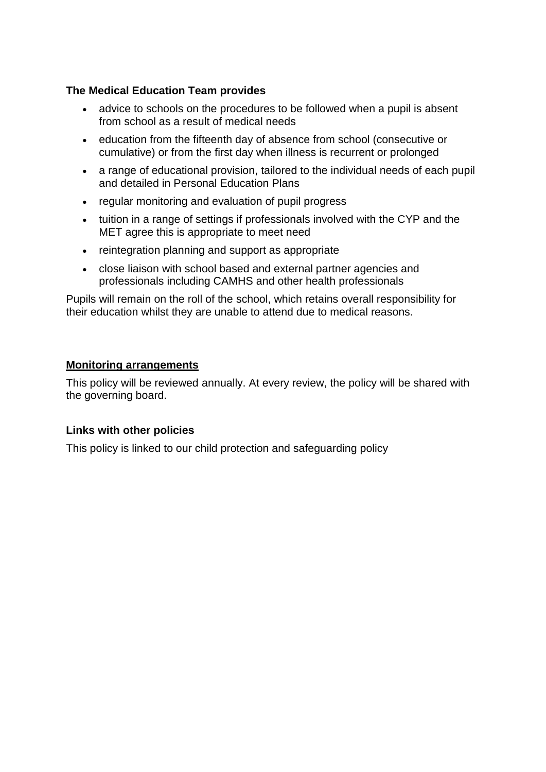**The Medical Education Team provides**

- advice to schools on the procedures to be followed when a pupil is absent from school as a result of medical needs
- education from the fifteenth day of absence from school (consecutive or cumulative) or from the first day when illness is recurrent or prolonged
- a range of educational provision, tailored to the individual needs of each pupil and detailed in Personal Education Plans
- regular monitoring and evaluation of pupil progress
- tuition in a range of settings if professionals involved with the CYP and the MET agree this is appropriate to meet need
- reintegration planning and support as appropriate
- close liaison with school based and external partner agencies and professionals including CAMHS and other health professionals

Pupils will remain on the roll of the school, which retains overall responsibility for their education whilst they are unable to attend due to medical reasons.

## Monitoring arrangements

This policy will be reviewed annually. At every review, the policy will be shared with the governing board.

**Links with other policies**

This policy is linked to our child protection and safeguarding policy